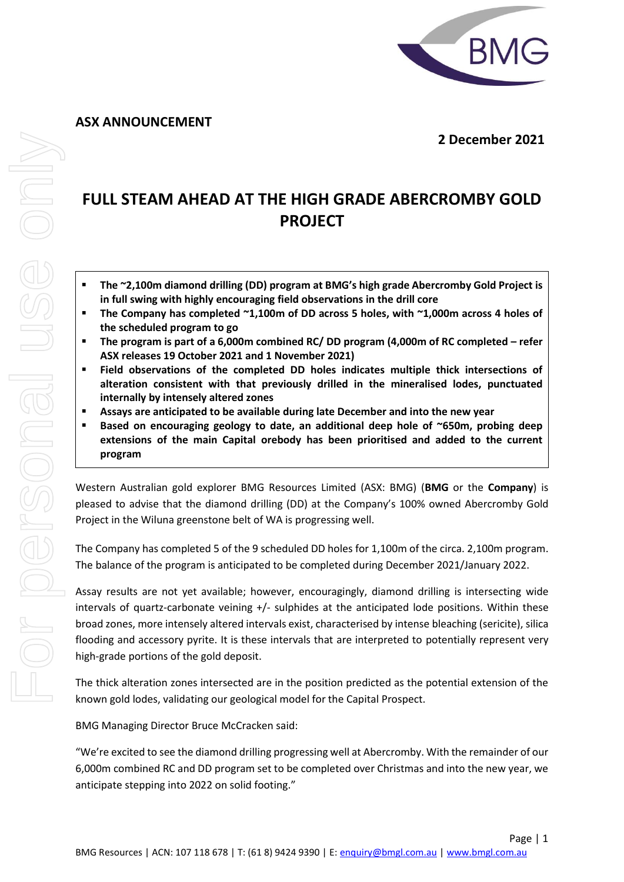**ASX ANNOUNCEMENT**

**2 December 2021**

# FULL STEAM AHEAD AT THE HIGH GRADE ABERCROMBY GOLD PROJECT

- **The ~2,100m diamond drilling (DD) program at BMG's high grade Abercromby Gold Project is in full swing with highly encouraging field observations in the drill core**
- **The Company has completed ~1,100m of DD across 5 holes, with ~1,000m across 4 holes of the scheduled program to go**
- **The program is part of a 6,000m combined RC/ DD program (4,000m of RC completed – refer ASX releases 19 October 2021 and 1 November 2021)**
- **Field observations of the completed DD holes indicates multiple thick intersections of alteration consistent with that previously drilled in the mineralised lodes, punctuated internally by intensely altered zones**
- **Assays are anticipated to be available during late December and into the new year**
- **Based on encouraging geology to date, an additional deep hole of ~650m, probing deep extensions of the main Capital orebody has been prioritised and added to the current program**

Western Australian gold explorer BMG Resources Limited (ASX: BMG) (**BMG** or the **Company**) is pleased to advise that the diamond drilling (DD) at the Company's 100% owned Abercromby Gold Project in the Wiluna greenstone belt of WA is progressing well.

The Company has completed 5 of the 9 scheduled DD holes for 1,100m of the circa. 2,100m program. The balance of the program is anticipated to be completed during December 2021/January 2022.

Assay results are not yet available; however, encouragingly, diamond drilling is intersecting wide intervals of quartz-carbonate veining +/- sulphides at the anticipated lode positions. Within these broad zones, more intensely altered intervals exist, characterised by intense bleaching (sericite), silica flooding and accessory pyrite. It is these intervals that are interpreted to potentially represent very high-grade portions of the gold deposit.

The thick alteration zones intersected are in the position predicted as the potential extension of the known gold lodes, validating our geological model for the Capital Prospect.

BMG Managing Director Bruce McCracken said:

"We're excited to see the diamond drilling progressing well at Abercromby. With the remainder of our 6,000m combined RC and DD program set to be completed over Christmas and into the new year, we anticipate stepping into 2022 on solid footing."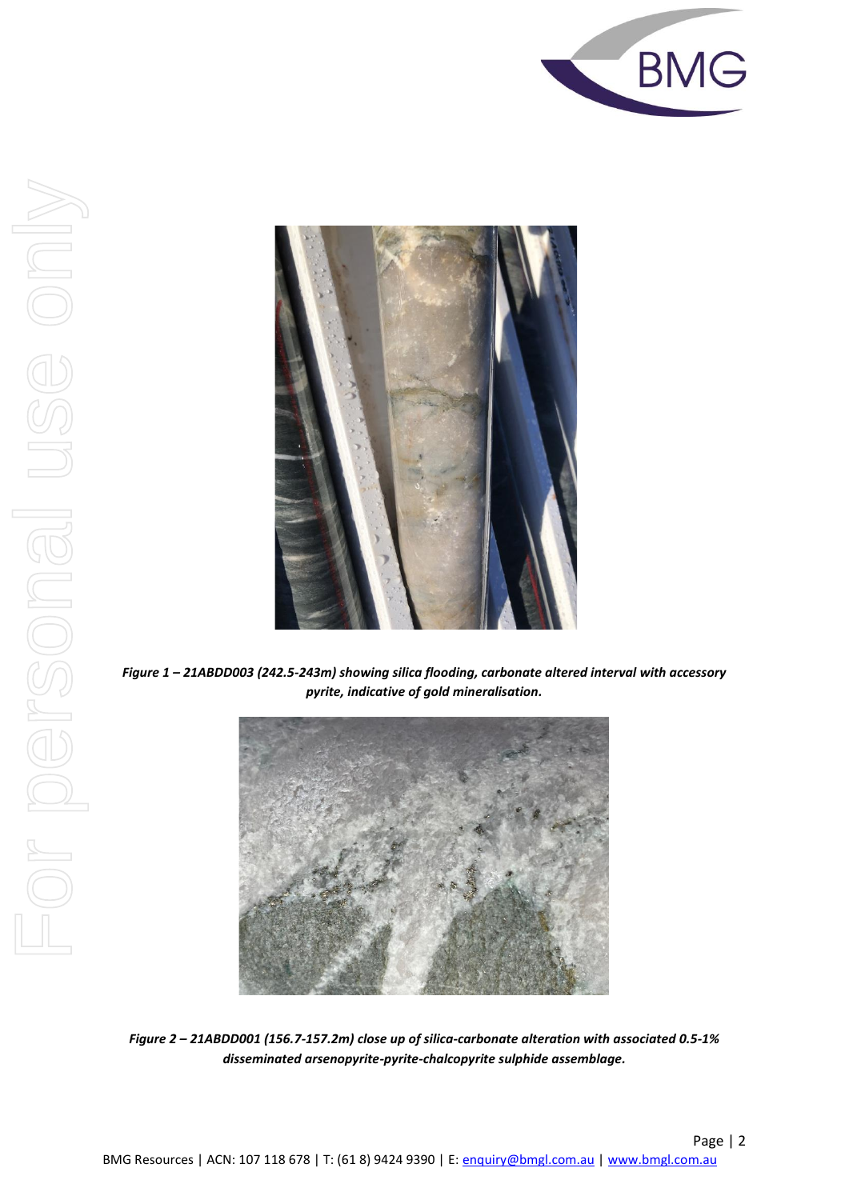*Figure 1 – 21ABDD003 (242.5-243m) showing silica flooding, carbonate altered interval with accessory pyrite, indicative of gold mineralisation.*

*Figure 2 – 21ABDD001 (156.7-157.2m) close up of silica-carbonate alteration with associated 0.5-1% disseminated arsenopyrite-pyrite-chalcopyrite sulphide assemblage.*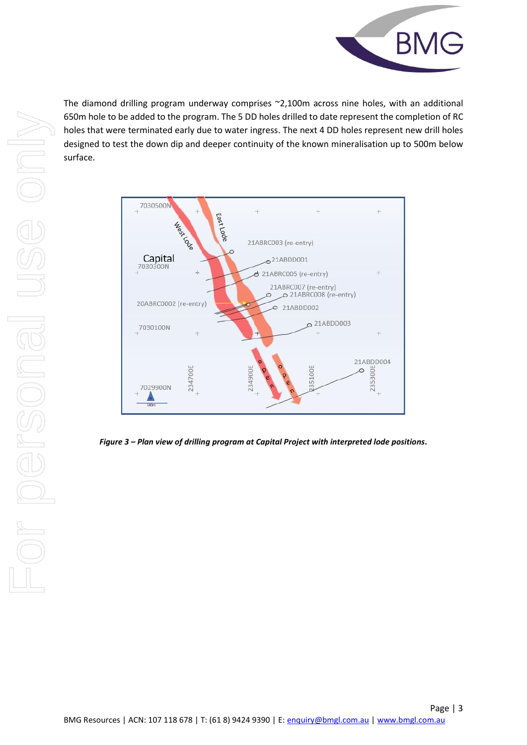The diamond drilling program underway comprises ~2,100m across nine holes, with an additional 650m hole to be added to the program. The 5 DD holes drilled to date represent the completion of RC holes that were terminated early due to water ingress. The next 4 DD holes represent new drill holes designed to test the down dip and deeper continuity of the known mineralisation up to 500m below surface.

***Figure 3 – Plan view of drilling program at Capital Project with interpreted lode positions.***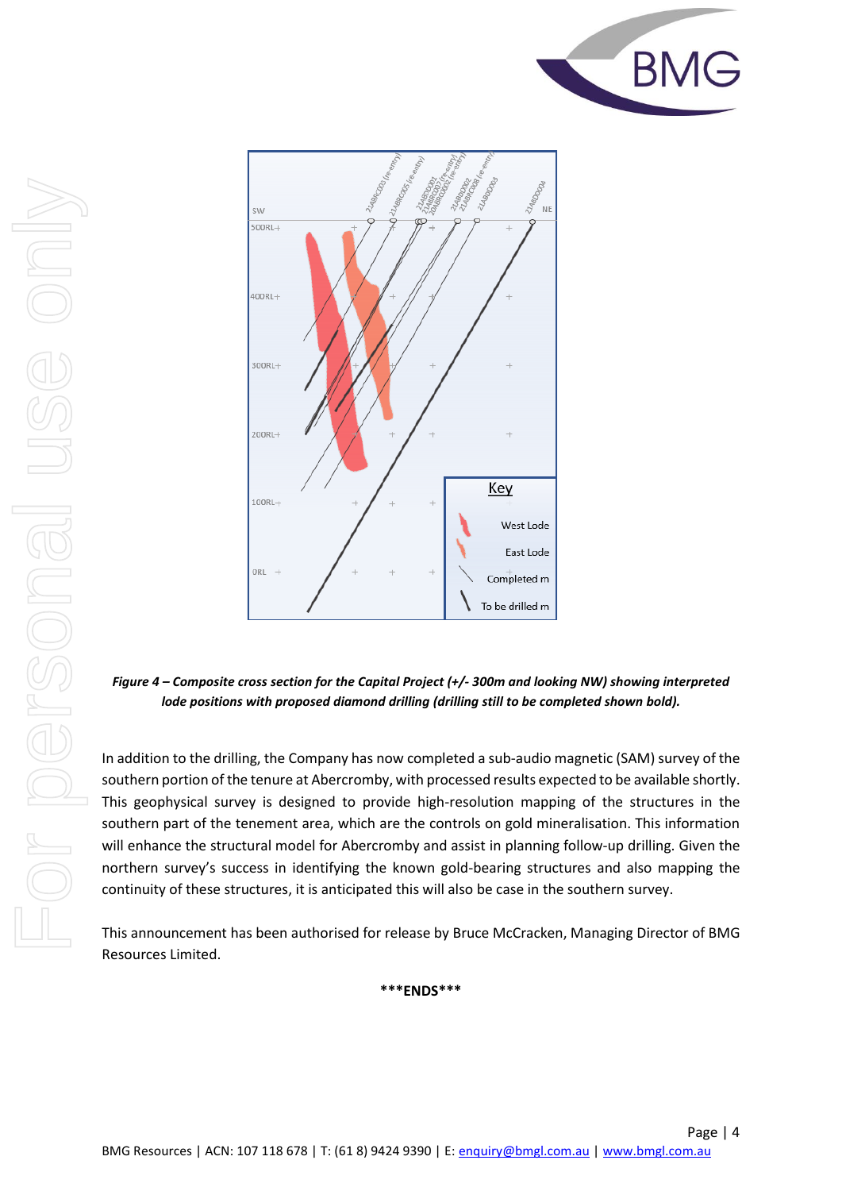*Figure 4 – Composite cross section for the Capital Project (+/- 300m and looking NW) showing interpreted lode positions with proposed diamond drilling (drilling still to be completed shown bold).*

In addition to the drilling, the Company has now completed a sub-audio magnetic (SAM) survey of the southern portion of the tenure at Abercromby, with processed results expected to be available shortly. This geophysical survey is designed to provide high-resolution mapping of the structures in the southern part of the tenement area, which are the controls on gold mineralisation. This information will enhance the structural model for Abercromby and assist in planning follow-up drilling. Given the northern survey's success in identifying the known gold-bearing structures and also mapping the continuity of these structures, it is anticipated this will also be case in the southern survey.

This announcement has been authorised for release by Bruce McCracken, Managing Director of BMG Resources Limited.

**\*\*\*ENDS\*\*\***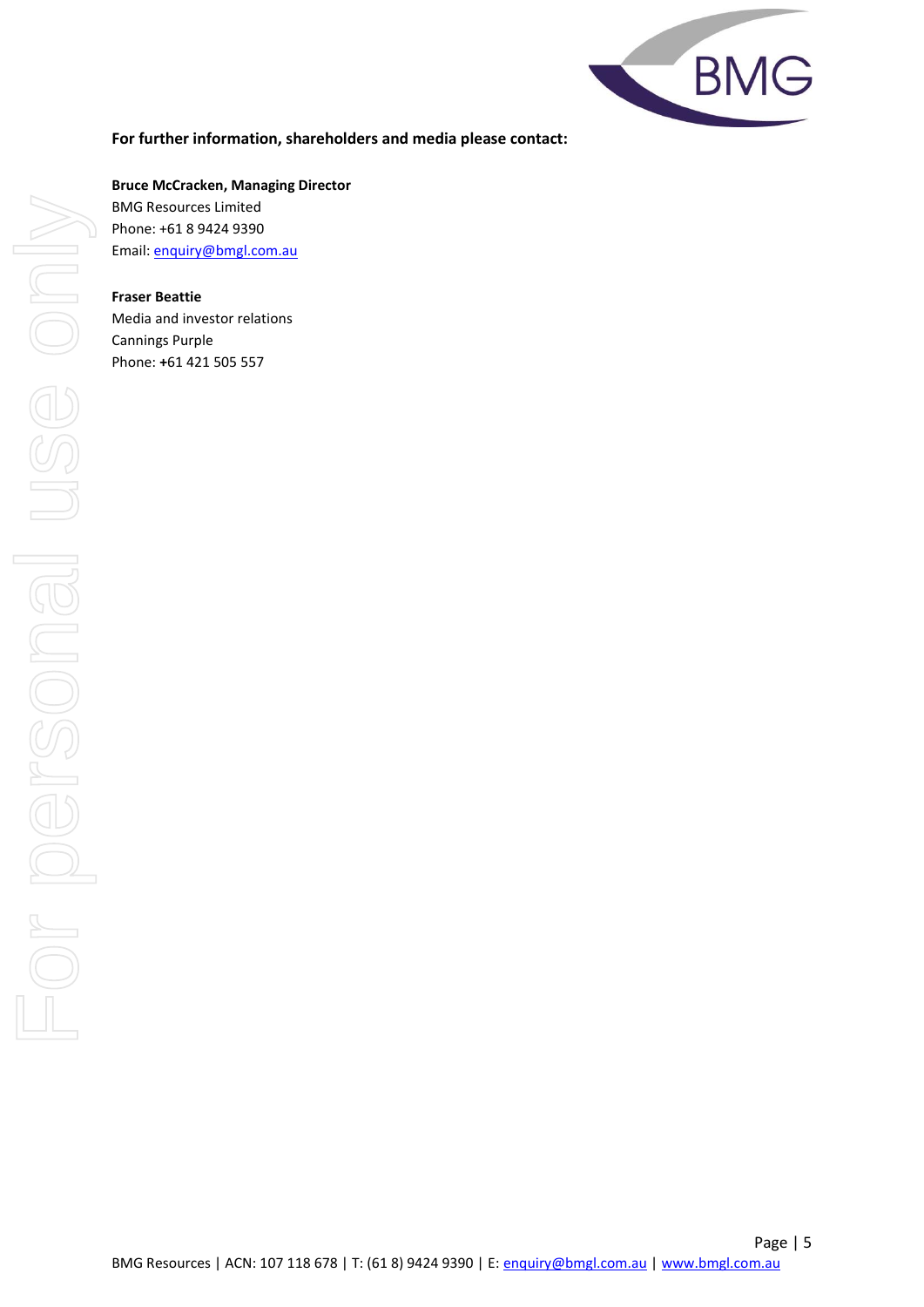**For further information, shareholders and media please contact:**

**Bruce McCracken, Managing Director**
BMG Resources Limited
Phone: +61 8 9424 9390
Email: enquiry@bmgl.com.au

**Fraser Beattie**
Media and investor relations
Cannings Purple
Phone: +61 421 505 557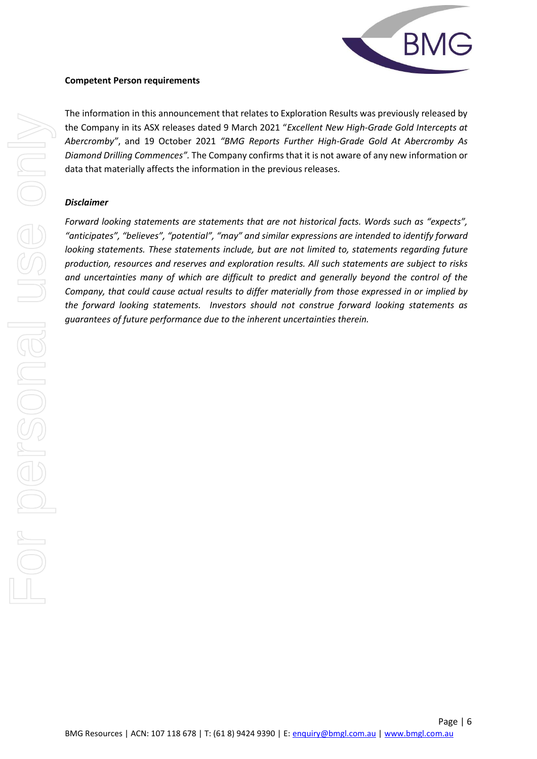**Competent Person requirements**

The information in this announcement that relates to Exploration Results was previously released by the Company in its ASX releases dated 9 March 2021 "*Excellent New High-Grade Gold Intercepts at Abercromby*", and 19 October 2021 *"BMG Reports Further High-Grade Gold At Abercromby As Diamond Drilling Commences".* The Company confirms that it is not aware of any new information or data that materially affects the information in the previous releases.

***Disclaimer***

*Forward looking statements are statements that are not historical facts. Words such as "expects", "anticipates", "believes", "potential", "may" and similar expressions are intended to identify forward looking statements. These statements include, but are not limited to, statements regarding future production, resources and reserves and exploration results. All such statements are subject to risks and uncertainties many of which are difficult to predict and generally beyond the control of the Company, that could cause actual results to differ materially from those expressed in or implied by the forward looking statements. Investors should not construe forward looking statements as guarantees of future performance due to the inherent uncertainties therein.*